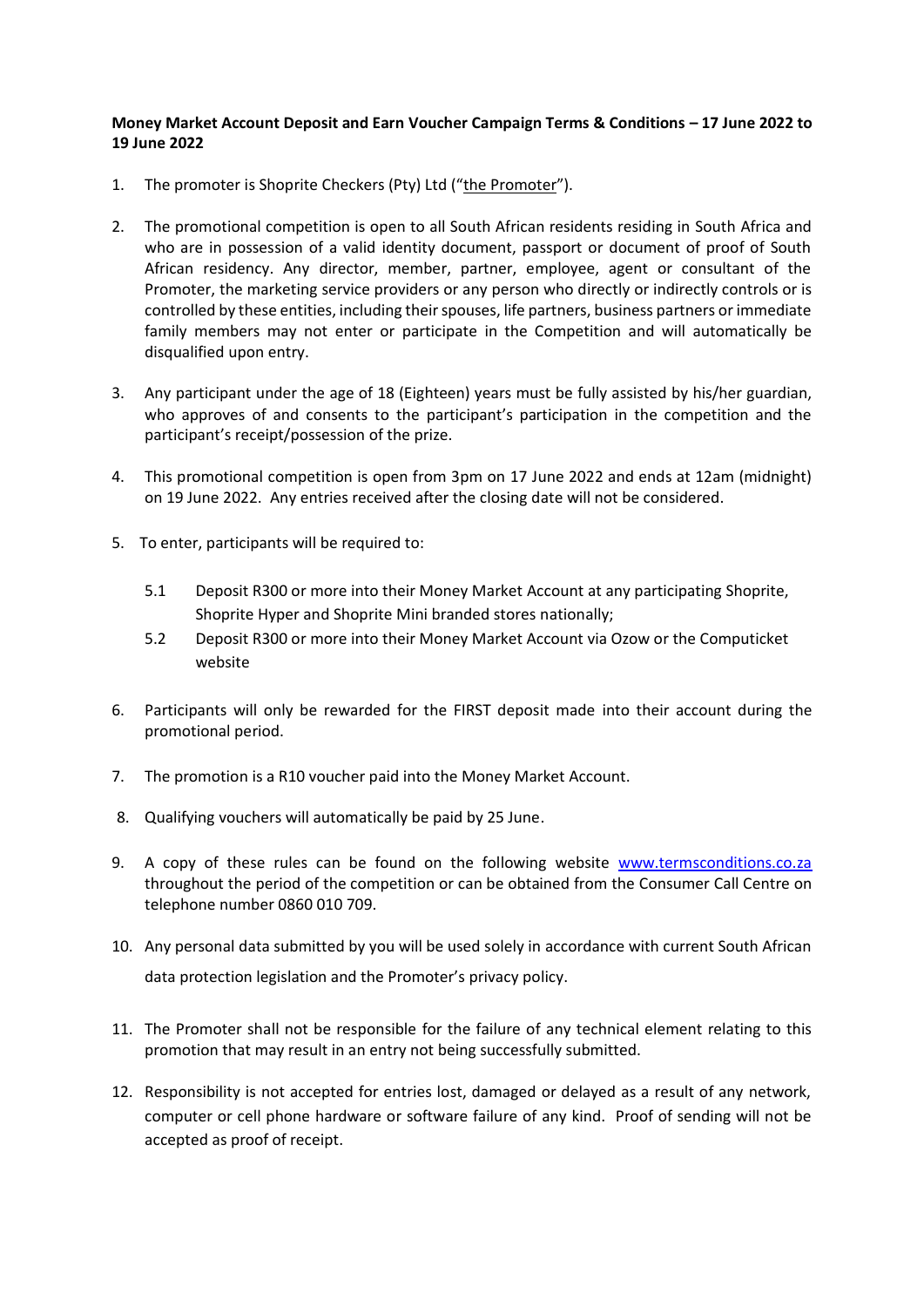**Money Market Account Deposit and Earn Voucher Campaign Terms & Conditions – 17 June 2022 to 19 June 2022**

1. The promoter is Shoprite Checkers (Pty) Ltd ("the Promoter").

2. The promotional competition is open to all South African residents residing in South Africa and who are in possession of a valid identity document, passport or document of proof of South African residency. Any director, member, partner, employee, agent or consultant of the Promoter, the marketing service providers or any person who directly or indirectly controls or is controlled by these entities, including their spouses, life partners, business partners or immediate family members may not enter or participate in the Competition and will automatically be disqualified upon entry.

3. Any participant under the age of 18 (Eighteen) years must be fully assisted by his/her guardian, who approves of and consents to the participant's participation in the competition and the participant's receipt/possession of the prize.

4. This promotional competition is open from 3pm on 17 June 2022 and ends at 12am (midnight) on 19 June 2022. Any entries received after the closing date will not be considered.

5. To enter, participants will be required to:

   5.1 Deposit R300 or more into their Money Market Account at any participating Shoprite, Shoprite Hyper and Shoprite Mini branded stores nationally;

   5.2 Deposit R300 or more into their Money Market Account via Ozow or the Computicket website

6. Participants will only be rewarded for the FIRST deposit made into their account during the promotional period.

7. The promotion is a R10 voucher paid into the Money Market Account.

8. Qualifying vouchers will automatically be paid by 25 June.

9. A copy of these rules can be found on the following website www.termsconditions.co.za throughout the period of the competition or can be obtained from the Consumer Call Centre on telephone number 0860 010 709.

10. Any personal data submitted by you will be used solely in accordance with current South African data protection legislation and the Promoter's privacy policy.

11. The Promoter shall not be responsible for the failure of any technical element relating to this promotion that may result in an entry not being successfully submitted.

12. Responsibility is not accepted for entries lost, damaged or delayed as a result of any network, computer or cell phone hardware or software failure of any kind. Proof of sending will not be accepted as proof of receipt.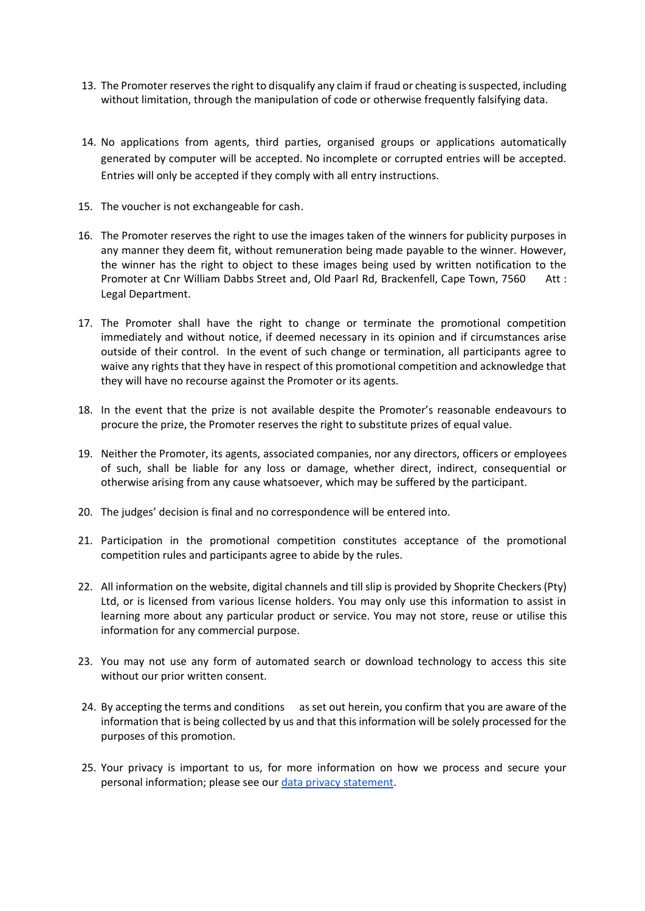13. The Promoter reserves the right to disqualify any claim if fraud or cheating is suspected, including without limitation, through the manipulation of code or otherwise frequently falsifying data.

14. No applications from agents, third parties, organised groups or applications automatically generated by computer will be accepted. No incomplete or corrupted entries will be accepted. Entries will only be accepted if they comply with all entry instructions.

15. The voucher is not exchangeable for cash.

16. The Promoter reserves the right to use the images taken of the winners for publicity purposes in any manner they deem fit, without remuneration being made payable to the winner. However, the winner has the right to object to these images being used by written notification to the Promoter at Cnr William Dabbs Street and, Old Paarl Rd, Brackenfell, Cape Town, 7560 Att : Legal Department.

17. The Promoter shall have the right to change or terminate the promotional competition immediately and without notice, if deemed necessary in its opinion and if circumstances arise outside of their control. In the event of such change or termination, all participants agree to waive any rights that they have in respect of this promotional competition and acknowledge that they will have no recourse against the Promoter or its agents.

18. In the event that the prize is not available despite the Promoter's reasonable endeavours to procure the prize, the Promoter reserves the right to substitute prizes of equal value.

19. Neither the Promoter, its agents, associated companies, nor any directors, officers or employees of such, shall be liable for any loss or damage, whether direct, indirect, consequential or otherwise arising from any cause whatsoever, which may be suffered by the participant.

20. The judges' decision is final and no correspondence will be entered into.

21. Participation in the promotional competition constitutes acceptance of the promotional competition rules and participants agree to abide by the rules.

22. All information on the website, digital channels and till slip is provided by Shoprite Checkers (Pty) Ltd, or is licensed from various license holders. You may only use this information to assist in learning more about any particular product or service. You may not store, reuse or utilise this information for any commercial purpose.

23. You may not use any form of automated search or download technology to access this site without our prior written consent.

24. By accepting the terms and conditions as set out herein, you confirm that you are aware of the information that is being collected by us and that this information will be solely processed for the purposes of this promotion.

25. Your privacy is important to us, for more information on how we process and secure your personal information; please see our data privacy statement.